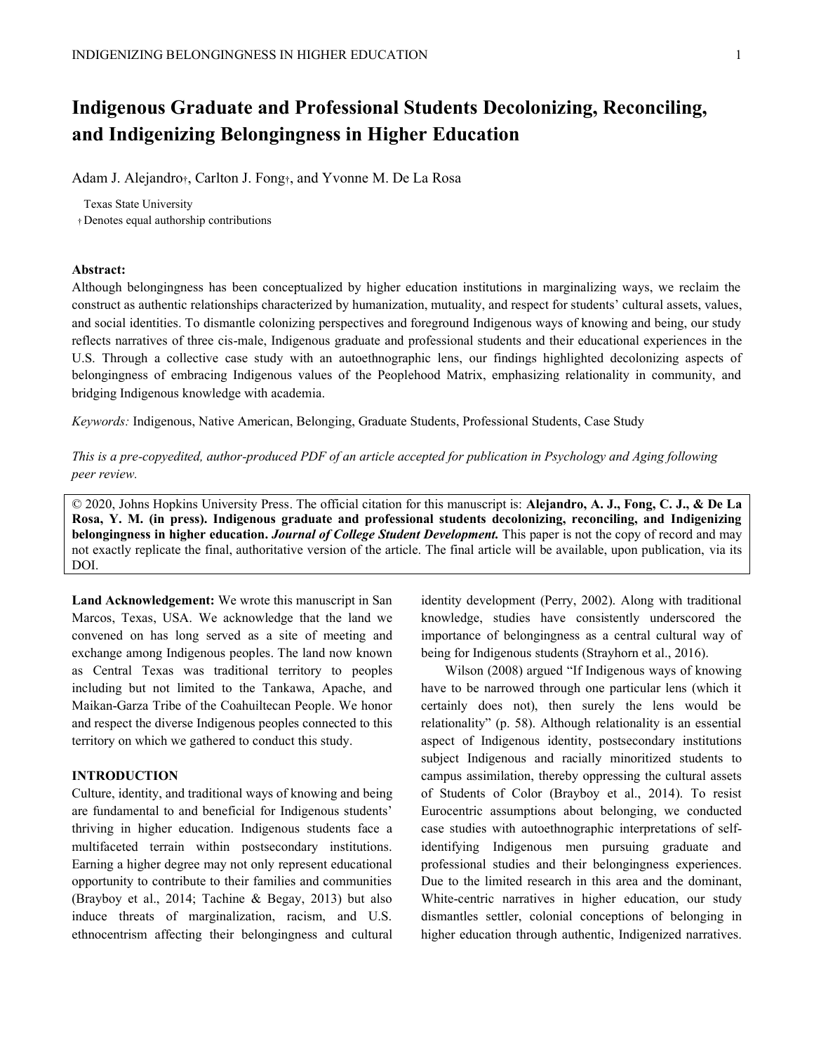# Indigenous Graduate and Professional Students Decolonizing, Reconciling, and Indigenizing Belongingness in Higher Education

Adam J. Alejandro†, Carlton J. Fong†, and Yvonne M. De La Rosa

Texas State University

† Denotes equal authorship contributions

**Abstract:**

Although belongingness has been conceptualized by higher education institutions in marginalizing ways, we reclaim the construct as authentic relationships characterized by humanization, mutuality, and respect for students' cultural assets, values, and social identities. To dismantle colonizing perspectives and foreground Indigenous ways of knowing and being, our study reflects narratives of three cis-male, Indigenous graduate and professional students and their educational experiences in the U.S. Through a collective case study with an autoethnographic lens, our findings highlighted decolonizing aspects of belongingness of embracing Indigenous values of the Peoplehood Matrix, emphasizing relationality in community, and bridging Indigenous knowledge with academia.

*Keywords:* Indigenous, Native American, Belonging, Graduate Students, Professional Students, Case Study

*This is a pre-copyedited, author-produced PDF of an article accepted for publication in Psychology and Aging following peer review.*

© 2020, Johns Hopkins University Press. The official citation for this manuscript is: **Alejandro, A. J., Fong, C. J., & De La Rosa, Y. M. (in press). Indigenous graduate and professional students decolonizing, reconciling, and Indigenizing belongingness in higher education. *Journal of College Student Development.*** This paper is not the copy of record and may not exactly replicate the final, authoritative version of the article. The final article will be available, upon publication, via its DOI.

**Land Acknowledgement:** We wrote this manuscript in San Marcos, Texas, USA. We acknowledge that the land we convened on has long served as a site of meeting and exchange among Indigenous peoples. The land now known as Central Texas was traditional territory to peoples including but not limited to the Tankawa, Apache, and Maikan-Garza Tribe of the Coahuiltecan People. We honor and respect the diverse Indigenous peoples connected to this territory on which we gathered to conduct this study.

## INTRODUCTION

Culture, identity, and traditional ways of knowing and being are fundamental to and beneficial for Indigenous students' thriving in higher education. Indigenous students face a multifaceted terrain within postsecondary institutions. Earning a higher degree may not only represent educational opportunity to contribute to their families and communities (Brayboy et al., 2014; Tachine & Begay, 2013) but also induce threats of marginalization, racism, and U.S. ethnocentrism affecting their belongingness and cultural identity development (Perry, 2002). Along with traditional knowledge, studies have consistently underscored the importance of belongingness as a central cultural way of being for Indigenous students (Strayhorn et al., 2016).

Wilson (2008) argued "If Indigenous ways of knowing have to be narrowed through one particular lens (which it certainly does not), then surely the lens would be relationality" (p. 58). Although relationality is an essential aspect of Indigenous identity, postsecondary institutions subject Indigenous and racially minoritized students to campus assimilation, thereby oppressing the cultural assets of Students of Color (Brayboy et al., 2014). To resist Eurocentric assumptions about belonging, we conducted case studies with autoethnographic interpretations of self-identifying Indigenous men pursuing graduate and professional studies and their belongingness experiences. Due to the limited research in this area and the dominant, White-centric narratives in higher education, our study dismantles settler, colonial conceptions of belonging in higher education through authentic, Indigenized narratives.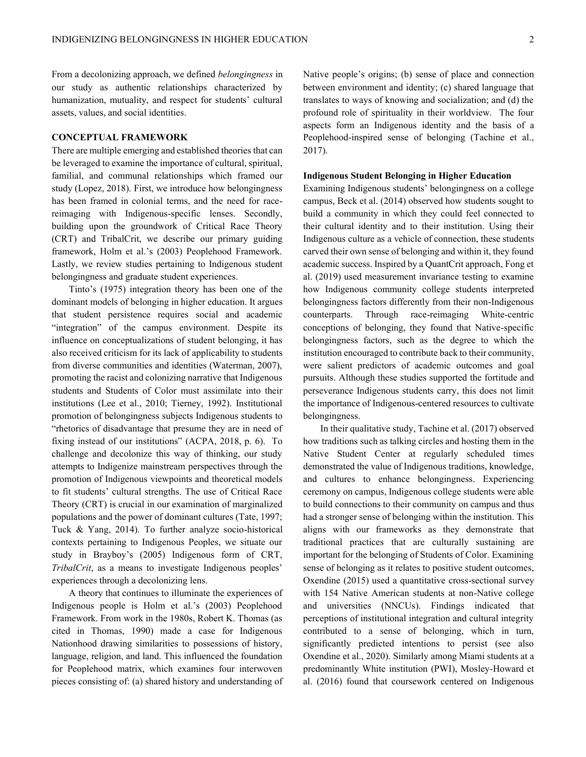From a decolonizing approach, we defined *belongingness* in our study as authentic relationships characterized by humanization, mutuality, and respect for students' cultural assets, values, and social identities.

## CONCEPTUAL FRAMEWORK

There are multiple emerging and established theories that can be leveraged to examine the importance of cultural, spiritual, familial, and communal relationships which framed our study (Lopez, 2018). First, we introduce how belongingness has been framed in colonial terms, and the need for race-reimaging with Indigenous-specific lenses. Secondly, building upon the groundwork of Critical Race Theory (CRT) and TribalCrit, we describe our primary guiding framework, Holm et al.'s (2003) Peoplehood Framework. Lastly, we review studies pertaining to Indigenous student belongingness and graduate student experiences.

Tinto's (1975) integration theory has been one of the dominant models of belonging in higher education. It argues that student persistence requires social and academic "integration" of the campus environment. Despite its influence on conceptualizations of student belonging, it has also received criticism for its lack of applicability to students from diverse communities and identities (Waterman, 2007), promoting the racist and colonizing narrative that Indigenous students and Students of Color must assimilate into their institutions (Lee et al., 2010; Tierney, 1992). Institutional promotion of belongingness subjects Indigenous students to "rhetorics of disadvantage that presume they are in need of fixing instead of our institutions" (ACPA, 2018, p. 6). To challenge and decolonize this way of thinking, our study attempts to Indigenize mainstream perspectives through the promotion of Indigenous viewpoints and theoretical models to fit students' cultural strengths. The use of Critical Race Theory (CRT) is crucial in our examination of marginalized populations and the power of dominant cultures (Tate, 1997; Tuck & Yang, 2014). To further analyze socio-historical contexts pertaining to Indigenous Peoples, we situate our study in Brayboy's (2005) Indigenous form of CRT, *TribalCrit*, as a means to investigate Indigenous peoples' experiences through a decolonizing lens.

A theory that continues to illuminate the experiences of Indigenous people is Holm et al.'s (2003) Peoplehood Framework. From work in the 1980s, Robert K. Thomas (as cited in Thomas, 1990) made a case for Indigenous Nationhood drawing similarities to possessions of history, language, religion, and land. This influenced the foundation for Peoplehood matrix, which examines four interwoven pieces consisting of: (a) shared history and understanding of Native people's origins; (b) sense of place and connection between environment and identity; (c) shared language that translates to ways of knowing and socialization; and (d) the profound role of spirituality in their worldview. The four aspects form an Indigenous identity and the basis of a Peoplehood-inspired sense of belonging (Tachine et al., 2017).

### Indigenous Student Belonging in Higher Education

Examining Indigenous students' belongingness on a college campus, Beck et al. (2014) observed how students sought to build a community in which they could feel connected to their cultural identity and to their institution. Using their Indigenous culture as a vehicle of connection, these students carved their own sense of belonging and within it, they found academic success. Inspired by a QuantCrit approach, Fong et al. (2019) used measurement invariance testing to examine how Indigenous community college students interpreted belongingness factors differently from their non-Indigenous counterparts. Through race-reimaging White-centric conceptions of belonging, they found that Native-specific belongingness factors, such as the degree to which the institution encouraged to contribute back to their community, were salient predictors of academic outcomes and goal pursuits. Although these studies supported the fortitude and perseverance Indigenous students carry, this does not limit the importance of Indigenous-centered resources to cultivate belongingness.

In their qualitative study, Tachine et al. (2017) observed how traditions such as talking circles and hosting them in the Native Student Center at regularly scheduled times demonstrated the value of Indigenous traditions, knowledge, and cultures to enhance belongingness. Experiencing ceremony on campus, Indigenous college students were able to build connections to their community on campus and thus had a stronger sense of belonging within the institution. This aligns with our frameworks as they demonstrate that traditional practices that are culturally sustaining are important for the belonging of Students of Color. Examining sense of belonging as it relates to positive student outcomes, Oxendine (2015) used a quantitative cross-sectional survey with 154 Native American students at non-Native college and universities (NNCUs). Findings indicated that perceptions of institutional integration and cultural integrity contributed to a sense of belonging, which in turn, significantly predicted intentions to persist (see also Oxendine et al., 2020). Similarly among Miami students at a predominantly White institution (PWI), Mosley-Howard et al. (2016) found that coursework centered on Indigenous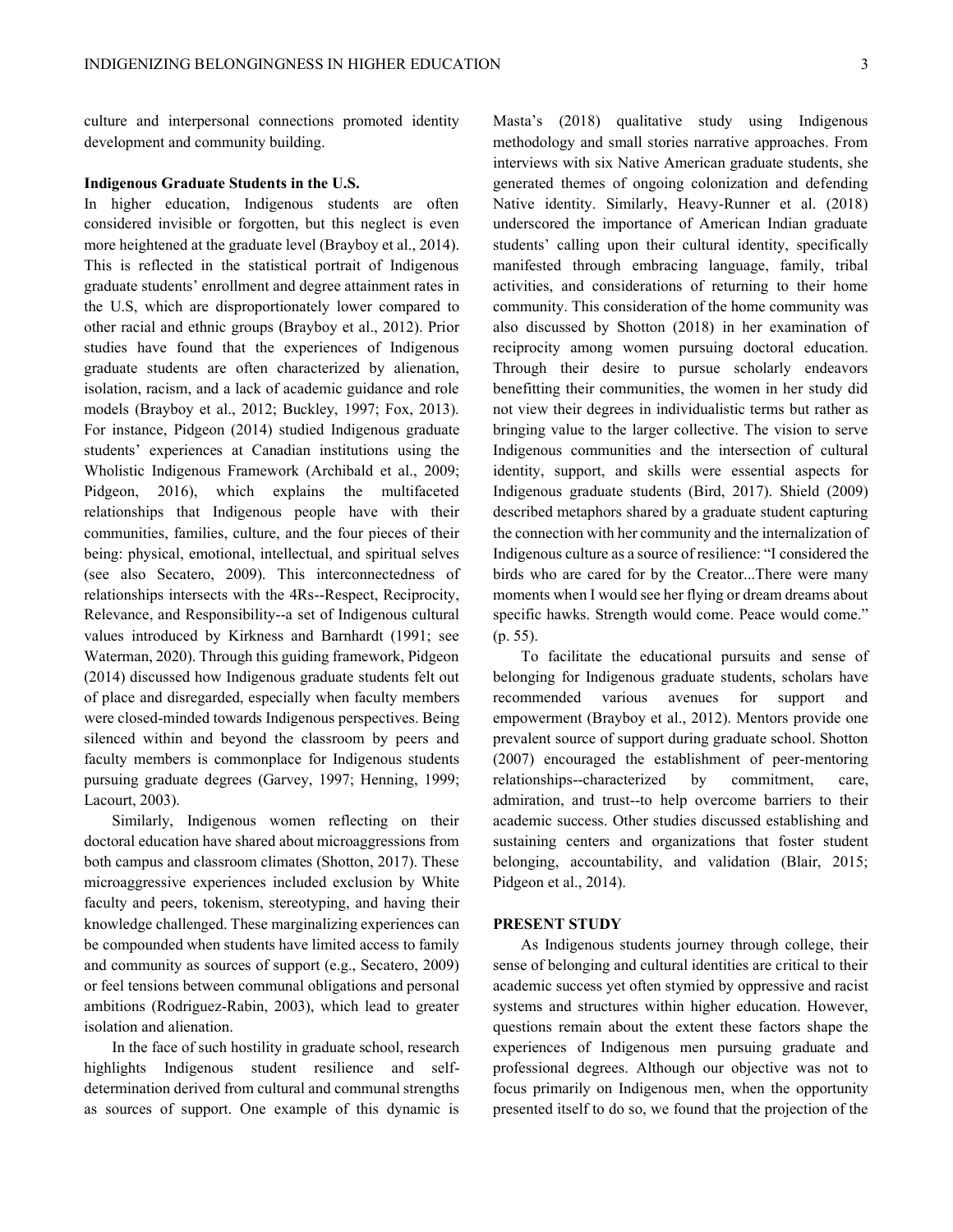culture and interpersonal connections promoted identity development and community building.

### Indigenous Graduate Students in the U.S.

In higher education, Indigenous students are often considered invisible or forgotten, but this neglect is even more heightened at the graduate level (Brayboy et al., 2014). This is reflected in the statistical portrait of Indigenous graduate students' enrollment and degree attainment rates in the U.S, which are disproportionately lower compared to other racial and ethnic groups (Brayboy et al., 2012). Prior studies have found that the experiences of Indigenous graduate students are often characterized by alienation, isolation, racism, and a lack of academic guidance and role models (Brayboy et al., 2012; Buckley, 1997; Fox, 2013). For instance, Pidgeon (2014) studied Indigenous graduate students' experiences at Canadian institutions using the Wholistic Indigenous Framework (Archibald et al., 2009; Pidgeon, 2016), which explains the multifaceted relationships that Indigenous people have with their communities, families, culture, and the four pieces of their being: physical, emotional, intellectual, and spiritual selves (see also Secatero, 2009). This interconnectedness of relationships intersects with the 4Rs--Respect, Reciprocity, Relevance, and Responsibility--a set of Indigenous cultural values introduced by Kirkness and Barnhardt (1991; see Waterman, 2020). Through this guiding framework, Pidgeon (2014) discussed how Indigenous graduate students felt out of place and disregarded, especially when faculty members were closed-minded towards Indigenous perspectives. Being silenced within and beyond the classroom by peers and faculty members is commonplace for Indigenous students pursuing graduate degrees (Garvey, 1997; Henning, 1999; Lacourt, 2003).

Similarly, Indigenous women reflecting on their doctoral education have shared about microaggressions from both campus and classroom climates (Shotton, 2017). These microaggressive experiences included exclusion by White faculty and peers, tokenism, stereotyping, and having their knowledge challenged. These marginalizing experiences can be compounded when students have limited access to family and community as sources of support (e.g., Secatero, 2009) or feel tensions between communal obligations and personal ambitions (Rodriguez-Rabin, 2003), which lead to greater isolation and alienation.

In the face of such hostility in graduate school, research highlights Indigenous student resilience and self-determination derived from cultural and communal strengths as sources of support. One example of this dynamic is Masta's (2018) qualitative study using Indigenous methodology and small stories narrative approaches. From interviews with six Native American graduate students, she generated themes of ongoing colonization and defending Native identity. Similarly, Heavy-Runner et al. (2018) underscored the importance of American Indian graduate students' calling upon their cultural identity, specifically manifested through embracing language, family, tribal activities, and considerations of returning to their home community. This consideration of the home community was also discussed by Shotton (2018) in her examination of reciprocity among women pursuing doctoral education. Through their desire to pursue scholarly endeavors benefitting their communities, the women in her study did not view their degrees in individualistic terms but rather as bringing value to the larger collective. The vision to serve Indigenous communities and the intersection of cultural identity, support, and skills were essential aspects for Indigenous graduate students (Bird, 2017). Shield (2009) described metaphors shared by a graduate student capturing the connection with her community and the internalization of Indigenous culture as a source of resilience: "I considered the birds who are cared for by the Creator...There were many moments when I would see her flying or dream dreams about specific hawks. Strength would come. Peace would come." (p. 55).

To facilitate the educational pursuits and sense of belonging for Indigenous graduate students, scholars have recommended various avenues for support and empowerment (Brayboy et al., 2012). Mentors provide one prevalent source of support during graduate school. Shotton (2007) encouraged the establishment of peer-mentoring relationships--characterized by commitment, care, admiration, and trust--to help overcome barriers to their academic success. Other studies discussed establishing and sustaining centers and organizations that foster student belonging, accountability, and validation (Blair, 2015; Pidgeon et al., 2014).

## PRESENT STUDY

As Indigenous students journey through college, their sense of belonging and cultural identities are critical to their academic success yet often stymied by oppressive and racist systems and structures within higher education. However, questions remain about the extent these factors shape the experiences of Indigenous men pursuing graduate and professional degrees. Although our objective was not to focus primarily on Indigenous men, when the opportunity presented itself to do so, we found that the projection of the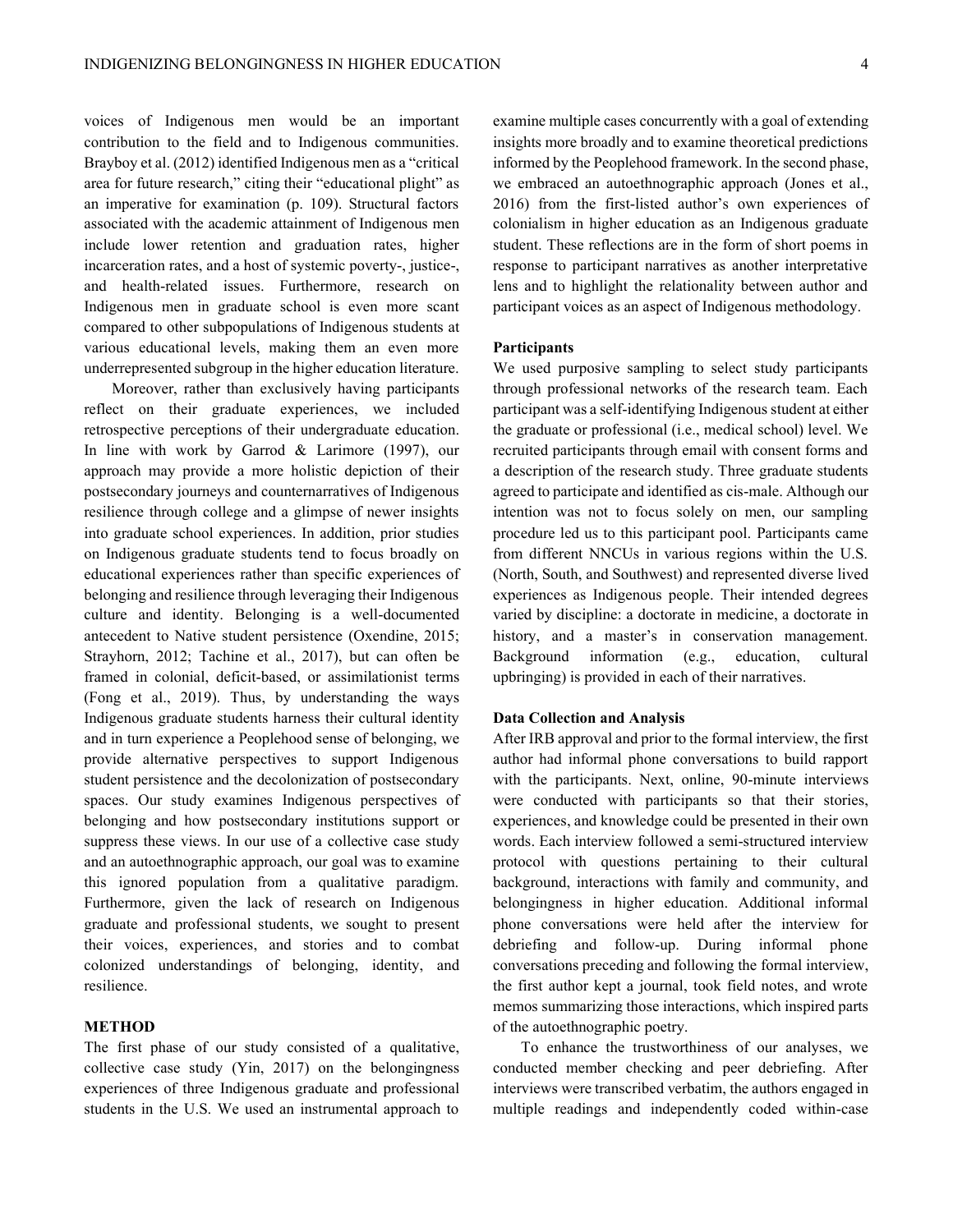voices of Indigenous men would be an important contribution to the field and to Indigenous communities. Brayboy et al. (2012) identified Indigenous men as a "critical area for future research," citing their "educational plight" as an imperative for examination (p. 109). Structural factors associated with the academic attainment of Indigenous men include lower retention and graduation rates, higher incarceration rates, and a host of systemic poverty-, justice-, and health-related issues. Furthermore, research on Indigenous men in graduate school is even more scant compared to other subpopulations of Indigenous students at various educational levels, making them an even more underrepresented subgroup in the higher education literature.

Moreover, rather than exclusively having participants reflect on their graduate experiences, we included retrospective perceptions of their undergraduate education. In line with work by Garrod & Larimore (1997), our approach may provide a more holistic depiction of their postsecondary journeys and counternarratives of Indigenous resilience through college and a glimpse of newer insights into graduate school experiences. In addition, prior studies on Indigenous graduate students tend to focus broadly on educational experiences rather than specific experiences of belonging and resilience through leveraging their Indigenous culture and identity. Belonging is a well-documented antecedent to Native student persistence (Oxendine, 2015; Strayhorn, 2012; Tachine et al., 2017), but can often be framed in colonial, deficit-based, or assimilationist terms (Fong et al., 2019). Thus, by understanding the ways Indigenous graduate students harness their cultural identity and in turn experience a Peoplehood sense of belonging, we provide alternative perspectives to support Indigenous student persistence and the decolonization of postsecondary spaces. Our study examines Indigenous perspectives of belonging and how postsecondary institutions support or suppress these views. In our use of a collective case study and an autoethnographic approach, our goal was to examine this ignored population from a qualitative paradigm. Furthermore, given the lack of research on Indigenous graduate and professional students, we sought to present their voices, experiences, and stories and to combat colonized understandings of belonging, identity, and resilience.

## METHOD

The first phase of our study consisted of a qualitative, collective case study (Yin, 2017) on the belongingness experiences of three Indigenous graduate and professional students in the U.S. We used an instrumental approach to examine multiple cases concurrently with a goal of extending insights more broadly and to examine theoretical predictions informed by the Peoplehood framework. In the second phase, we embraced an autoethnographic approach (Jones et al., 2016) from the first-listed author's own experiences of colonialism in higher education as an Indigenous graduate student. These reflections are in the form of short poems in response to participant narratives as another interpretative lens and to highlight the relationality between author and participant voices as an aspect of Indigenous methodology.

### Participants

We used purposive sampling to select study participants through professional networks of the research team. Each participant was a self-identifying Indigenous student at either the graduate or professional (i.e., medical school) level. We recruited participants through email with consent forms and a description of the research study. Three graduate students agreed to participate and identified as cis-male. Although our intention was not to focus solely on men, our sampling procedure led us to this participant pool. Participants came from different NNCUs in various regions within the U.S. (North, South, and Southwest) and represented diverse lived experiences as Indigenous people. Their intended degrees varied by discipline: a doctorate in medicine, a doctorate in history, and a master's in conservation management. Background information (e.g., education, cultural upbringing) is provided in each of their narratives.

### Data Collection and Analysis

After IRB approval and prior to the formal interview, the first author had informal phone conversations to build rapport with the participants. Next, online, 90-minute interviews were conducted with participants so that their stories, experiences, and knowledge could be presented in their own words. Each interview followed a semi-structured interview protocol with questions pertaining to their cultural background, interactions with family and community, and belongingness in higher education. Additional informal phone conversations were held after the interview for debriefing and follow-up. During informal phone conversations preceding and following the formal interview, the first author kept a journal, took field notes, and wrote memos summarizing those interactions, which inspired parts of the autoethnographic poetry.

To enhance the trustworthiness of our analyses, we conducted member checking and peer debriefing. After interviews were transcribed verbatim, the authors engaged in multiple readings and independently coded within-case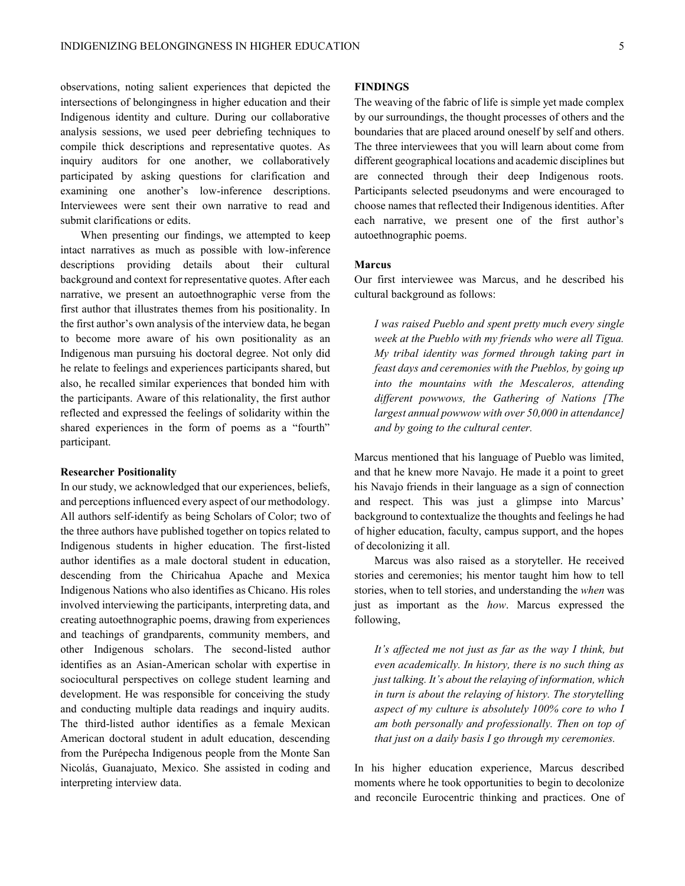observations, noting salient experiences that depicted the intersections of belongingness in higher education and their Indigenous identity and culture. During our collaborative analysis sessions, we used peer debriefing techniques to compile thick descriptions and representative quotes. As inquiry auditors for one another, we collaboratively participated by asking questions for clarification and examining one another's low-inference descriptions. Interviewees were sent their own narrative to read and submit clarifications or edits.

When presenting our findings, we attempted to keep intact narratives as much as possible with low-inference descriptions providing details about their cultural background and context for representative quotes. After each narrative, we present an autoethnographic verse from the first author that illustrates themes from his positionality. In the first author's own analysis of the interview data, he began to become more aware of his own positionality as an Indigenous man pursuing his doctoral degree. Not only did he relate to feelings and experiences participants shared, but also, he recalled similar experiences that bonded him with the participants. Aware of this relationality, the first author reflected and expressed the feelings of solidarity within the shared experiences in the form of poems as a "fourth" participant.

### Researcher Positionality

In our study, we acknowledged that our experiences, beliefs, and perceptions influenced every aspect of our methodology. All authors self-identify as being Scholars of Color; two of the three authors have published together on topics related to Indigenous students in higher education. The first-listed author identifies as a male doctoral student in education, descending from the Chiricahua Apache and Mexica Indigenous Nations who also identifies as Chicano. His roles involved interviewing the participants, interpreting data, and creating autoethnographic poems, drawing from experiences and teachings of grandparents, community members, and other Indigenous scholars. The second-listed author identifies as an Asian-American scholar with expertise in sociocultural perspectives on college student learning and development. He was responsible for conceiving the study and conducting multiple data readings and inquiry audits. The third-listed author identifies as a female Mexican American doctoral student in adult education, descending from the Purépecha Indigenous people from the Monte San Nicolás, Guanajuato, Mexico. She assisted in coding and interpreting interview data.

## FINDINGS

The weaving of the fabric of life is simple yet made complex by our surroundings, the thought processes of others and the boundaries that are placed around oneself by self and others. The three interviewees that you will learn about come from different geographical locations and academic disciplines but are connected through their deep Indigenous roots. Participants selected pseudonyms and were encouraged to choose names that reflected their Indigenous identities. After each narrative, we present one of the first author's autoethnographic poems.

### Marcus

Our first interviewee was Marcus, and he described his cultural background as follows:

> *I was raised Pueblo and spent pretty much every single week at the Pueblo with my friends who were all Tigua. My tribal identity was formed through taking part in feast days and ceremonies with the Pueblos, by going up into the mountains with the Mescaleros, attending different powwows, the Gathering of Nations [The largest annual powwow with over 50,000 in attendance] and by going to the cultural center.*

Marcus mentioned that his language of Pueblo was limited, and that he knew more Navajo. He made it a point to greet his Navajo friends in their language as a sign of connection and respect. This was just a glimpse into Marcus' background to contextualize the thoughts and feelings he had of higher education, faculty, campus support, and the hopes of decolonizing it all.

Marcus was also raised as a storyteller. He received stories and ceremonies; his mentor taught him how to tell stories, when to tell stories, and understanding the *when* was just as important as the *how*. Marcus expressed the following,

> *It's affected me not just as far as the way I think, but even academically. In history, there is no such thing as just talking. It's about the relaying of information, which in turn is about the relaying of history. The storytelling aspect of my culture is absolutely 100% core to who I am both personally and professionally. Then on top of that just on a daily basis I go through my ceremonies.*

In his higher education experience, Marcus described moments where he took opportunities to begin to decolonize and reconcile Eurocentric thinking and practices. One of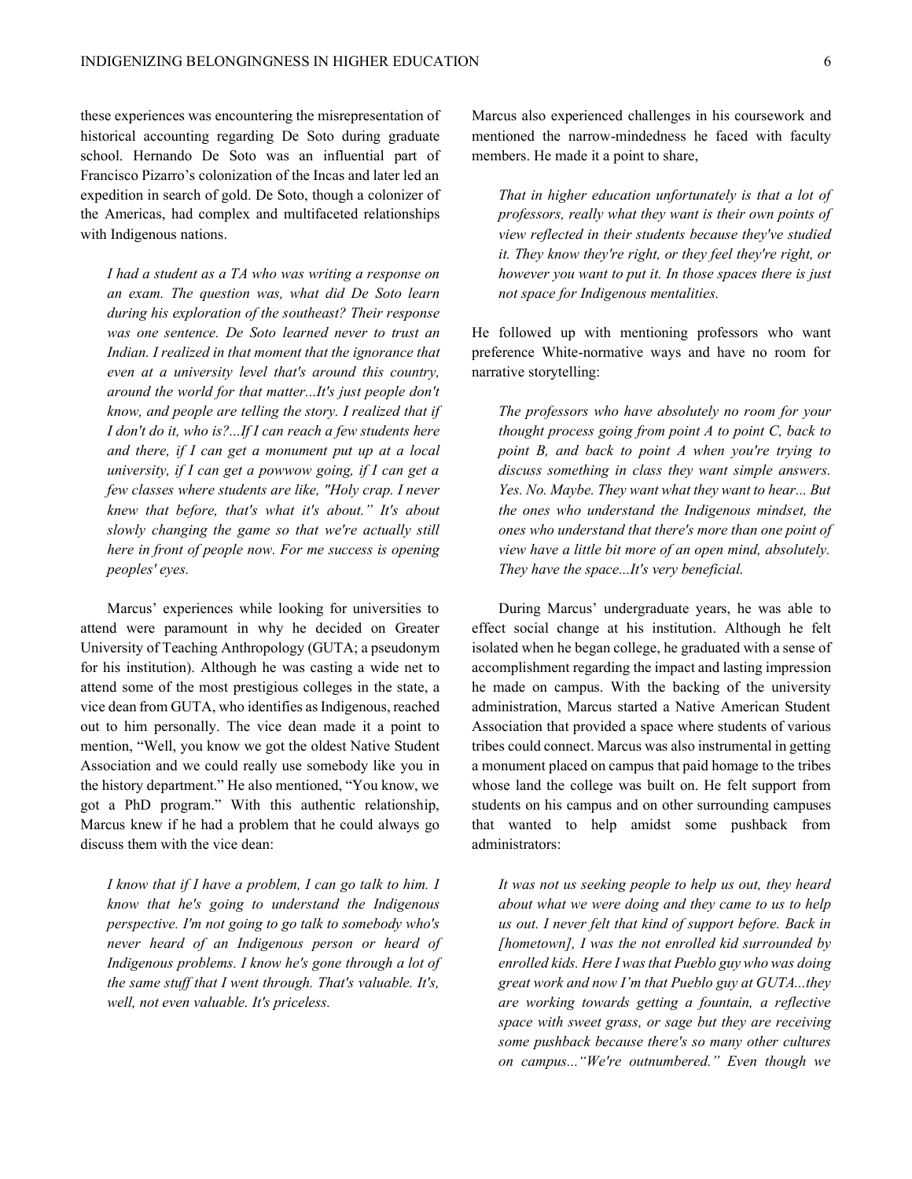these experiences was encountering the misrepresentation of historical accounting regarding De Soto during graduate school. Hernando De Soto was an influential part of Francisco Pizarro's colonization of the Incas and later led an expedition in search of gold. De Soto, though a colonizer of the Americas, had complex and multifaceted relationships with Indigenous nations.

> *I had a student as a TA who was writing a response on an exam. The question was, what did De Soto learn during his exploration of the southeast? Their response was one sentence. De Soto learned never to trust an Indian. I realized in that moment that the ignorance that even at a university level that's around this country, around the world for that matter...It's just people don't know, and people are telling the story. I realized that if I don't do it, who is?...If I can reach a few students here and there, if I can get a monument put up at a local university, if I can get a powwow going, if I can get a few classes where students are like, "Holy crap. I never knew that before, that's what it's about." It's about slowly changing the game so that we're actually still here in front of people now. For me success is opening peoples' eyes.*

Marcus' experiences while looking for universities to attend were paramount in why he decided on Greater University of Teaching Anthropology (GUTA; a pseudonym for his institution). Although he was casting a wide net to attend some of the most prestigious colleges in the state, a vice dean from GUTA, who identifies as Indigenous, reached out to him personally. The vice dean made it a point to mention, "Well, you know we got the oldest Native Student Association and we could really use somebody like you in the history department." He also mentioned, "You know, we got a PhD program." With this authentic relationship, Marcus knew if he had a problem that he could always go discuss them with the vice dean:

> *I know that if I have a problem, I can go talk to him. I know that he's going to understand the Indigenous perspective. I'm not going to go talk to somebody who's never heard of an Indigenous person or heard of Indigenous problems. I know he's gone through a lot of the same stuff that I went through. That's valuable. It's, well, not even valuable. It's priceless.*

Marcus also experienced challenges in his coursework and mentioned the narrow-mindedness he faced with faculty members. He made it a point to share,

> *That in higher education unfortunately is that a lot of professors, really what they want is their own points of view reflected in their students because they've studied it. They know they're right, or they feel they're right, or however you want to put it. In those spaces there is just not space for Indigenous mentalities.*

He followed up with mentioning professors who want preference White-normative ways and have no room for narrative storytelling:

> *The professors who have absolutely no room for your thought process going from point A to point C, back to point B, and back to point A when you're trying to discuss something in class they want simple answers. Yes. No. Maybe. They want what they want to hear... But the ones who understand the Indigenous mindset, the ones who understand that there's more than one point of view have a little bit more of an open mind, absolutely. They have the space...It's very beneficial.*

During Marcus' undergraduate years, he was able to effect social change at his institution. Although he felt isolated when he began college, he graduated with a sense of accomplishment regarding the impact and lasting impression he made on campus. With the backing of the university administration, Marcus started a Native American Student Association that provided a space where students of various tribes could connect. Marcus was also instrumental in getting a monument placed on campus that paid homage to the tribes whose land the college was built on. He felt support from students on his campus and on other surrounding campuses that wanted to help amidst some pushback from administrators:

> *It was not us seeking people to help us out, they heard about what we were doing and they came to us to help us out. I never felt that kind of support before. Back in [hometown], I was the not enrolled kid surrounded by enrolled kids. Here I was that Pueblo guy who was doing great work and now I'm that Pueblo guy at GUTA...they are working towards getting a fountain, a reflective space with sweet grass, or sage but they are receiving some pushback because there's so many other cultures on campus..."We're outnumbered." Even though we*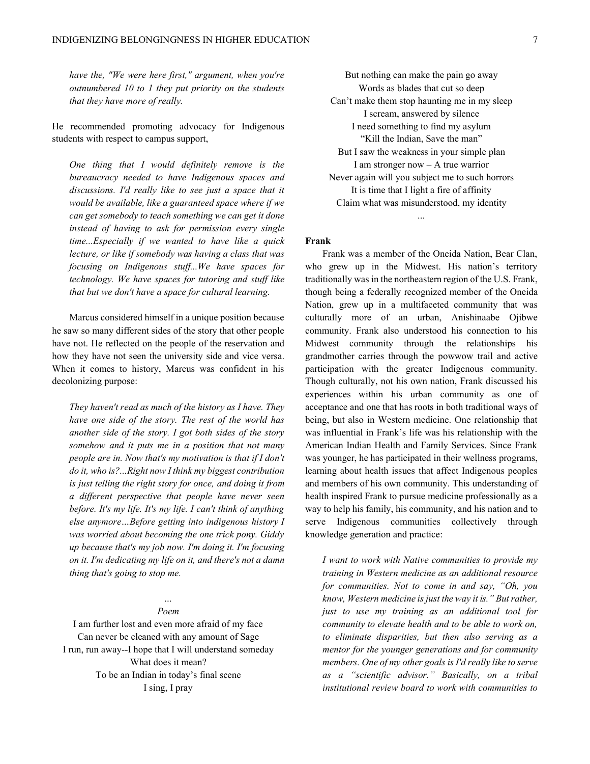*have the, "We were here first," argument, when you're outnumbered 10 to 1 they put priority on the students that they have more of really.*

He recommended promoting advocacy for Indigenous students with respect to campus support,

> *One thing that I would definitely remove is the bureaucracy needed to have Indigenous spaces and discussions. I'd really like to see just a space that it would be available, like a guaranteed space where if we can get somebody to teach something we can get it done instead of having to ask for permission every single time...Especially if we wanted to have like a quick lecture, or like if somebody was having a class that was focusing on Indigenous stuff...We have spaces for technology. We have spaces for tutoring and stuff like that but we don't have a space for cultural learning.*

Marcus considered himself in a unique position because he saw so many different sides of the story that other people have not. He reflected on the people of the reservation and how they have not seen the university side and vice versa. When it comes to history, Marcus was confident in his decolonizing purpose:

> *They haven't read as much of the history as I have. They have one side of the story. The rest of the world has another side of the story. I got both sides of the story somehow and it puts me in a position that not many people are in. Now that's my motivation is that if I don't do it, who is?...Right now I think my biggest contribution is just telling the right story for once, and doing it from a different perspective that people have never seen before. It's my life. It's my life. I can't think of anything else anymore…Before getting into indigenous history I was worried about becoming the one trick pony. Giddy up because that's my job now. I'm doing it. I'm focusing on it. I'm dedicating my life on it, and there's not a damn thing that's going to stop me.*

*…*

*Poem*

I am further lost and even more afraid of my face
Can never be cleaned with any amount of Sage
I run, run away--I hope that I will understand someday
What does it mean?
To be an Indian in today's final scene
I sing, I pray
But nothing can make the pain go away
Words as blades that cut so deep
Can't make them stop haunting me in my sleep
I scream, answered by silence
I need something to find my asylum
"Kill the Indian, Save the man"
But I saw the weakness in your simple plan
I am stronger now – A true warrior
Never again will you subject me to such horrors
It is time that I light a fire of affinity
Claim what was misunderstood, my identity

…

**Frank**

Frank was a member of the Oneida Nation, Bear Clan, who grew up in the Midwest. His nation's territory traditionally was in the northeastern region of the U.S. Frank, though being a federally recognized member of the Oneida Nation, grew up in a multifaceted community that was culturally more of an urban, Anishinaabe Ojibwe community. Frank also understood his connection to his Midwest community through the relationships his grandmother carries through the powwow trail and active participation with the greater Indigenous community. Though culturally, not his own nation, Frank discussed his experiences within his urban community as one of acceptance and one that has roots in both traditional ways of being, but also in Western medicine. One relationship that was influential in Frank's life was his relationship with the American Indian Health and Family Services. Since Frank was younger, he has participated in their wellness programs, learning about health issues that affect Indigenous peoples and members of his own community. This understanding of health inspired Frank to pursue medicine professionally as a way to help his family, his community, and his nation and to serve Indigenous communities collectively through knowledge generation and practice:

> *I want to work with Native communities to provide my training in Western medicine as an additional resource for communities. Not to come in and say, "Oh, you know, Western medicine is just the way it is." But rather, just to use my training as an additional tool for community to elevate health and to be able to work on, to eliminate disparities, but then also serving as a mentor for the younger generations and for community members. One of my other goals is I'd really like to serve as a "scientific advisor." Basically, on a tribal institutional review board to work with communities to*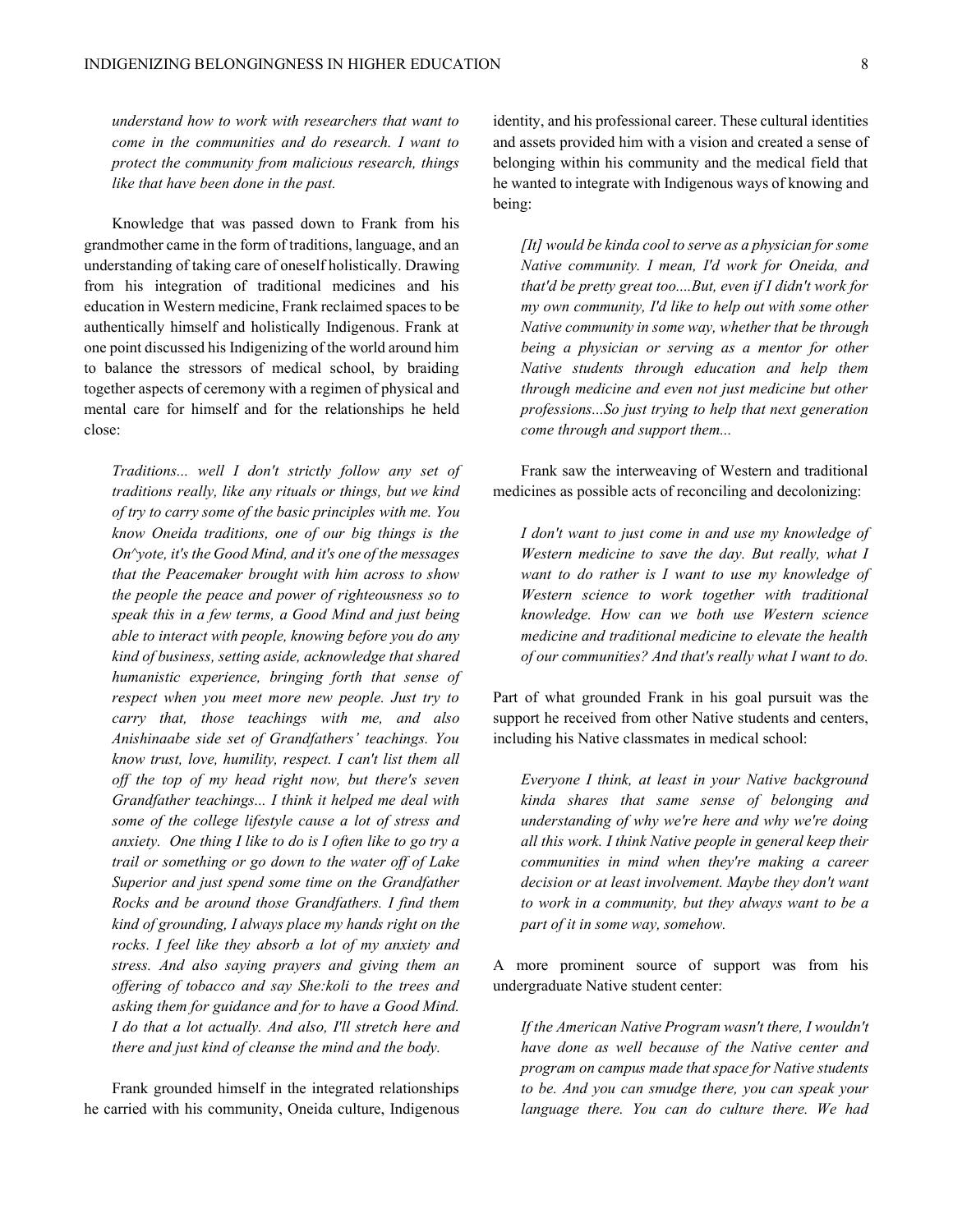*understand how to work with researchers that want to come in the communities and do research. I want to protect the community from malicious research, things like that have been done in the past.*

Knowledge that was passed down to Frank from his grandmother came in the form of traditions, language, and an understanding of taking care of oneself holistically. Drawing from his integration of traditional medicines and his education in Western medicine, Frank reclaimed spaces to be authentically himself and holistically Indigenous. Frank at one point discussed his Indigenizing of the world around him to balance the stressors of medical school, by braiding together aspects of ceremony with a regimen of physical and mental care for himself and for the relationships he held close:

> *Traditions... well I don't strictly follow any set of traditions really, like any rituals or things, but we kind of try to carry some of the basic principles with me. You know Oneida traditions, one of our big things is the On^yote, it's the Good Mind, and it's one of the messages that the Peacemaker brought with him across to show the people the peace and power of righteousness so to speak this in a few terms, a Good Mind and just being able to interact with people, knowing before you do any kind of business, setting aside, acknowledge that shared humanistic experience, bringing forth that sense of respect when you meet more new people. Just try to carry that, those teachings with me, and also Anishinaabe side set of Grandfathers' teachings. You know trust, love, humility, respect. I can't list them all off the top of my head right now, but there's seven Grandfather teachings... I think it helped me deal with some of the college lifestyle cause a lot of stress and anxiety. One thing I like to do is I often like to go try a trail or something or go down to the water off of Lake Superior and just spend some time on the Grandfather Rocks and be around those Grandfathers. I find them kind of grounding, I always place my hands right on the rocks. I feel like they absorb a lot of my anxiety and stress. And also saying prayers and giving them an offering of tobacco and say She:koli to the trees and asking them for guidance and for to have a Good Mind. I do that a lot actually. And also, I'll stretch here and there and just kind of cleanse the mind and the body.*

Frank grounded himself in the integrated relationships he carried with his community, Oneida culture, Indigenous identity, and his professional career. These cultural identities and assets provided him with a vision and created a sense of belonging within his community and the medical field that he wanted to integrate with Indigenous ways of knowing and being:

> *[It] would be kinda cool to serve as a physician for some Native community. I mean, I'd work for Oneida, and that'd be pretty great too....But, even if I didn't work for my own community, I'd like to help out with some other Native community in some way, whether that be through being a physician or serving as a mentor for other Native students through education and help them through medicine and even not just medicine but other professions...So just trying to help that next generation come through and support them...*

Frank saw the interweaving of Western and traditional medicines as possible acts of reconciling and decolonizing:

> *I don't want to just come in and use my knowledge of Western medicine to save the day. But really, what I want to do rather is I want to use my knowledge of Western science to work together with traditional knowledge. How can we both use Western science medicine and traditional medicine to elevate the health of our communities? And that's really what I want to do.*

Part of what grounded Frank in his goal pursuit was the support he received from other Native students and centers, including his Native classmates in medical school:

> *Everyone I think, at least in your Native background kinda shares that same sense of belonging and understanding of why we're here and why we're doing all this work. I think Native people in general keep their communities in mind when they're making a career decision or at least involvement. Maybe they don't want to work in a community, but they always want to be a part of it in some way, somehow.*

A more prominent source of support was from his undergraduate Native student center:

> *If the American Native Program wasn't there, I wouldn't have done as well because of the Native center and program on campus made that space for Native students to be. And you can smudge there, you can speak your language there. You can do culture there. We had*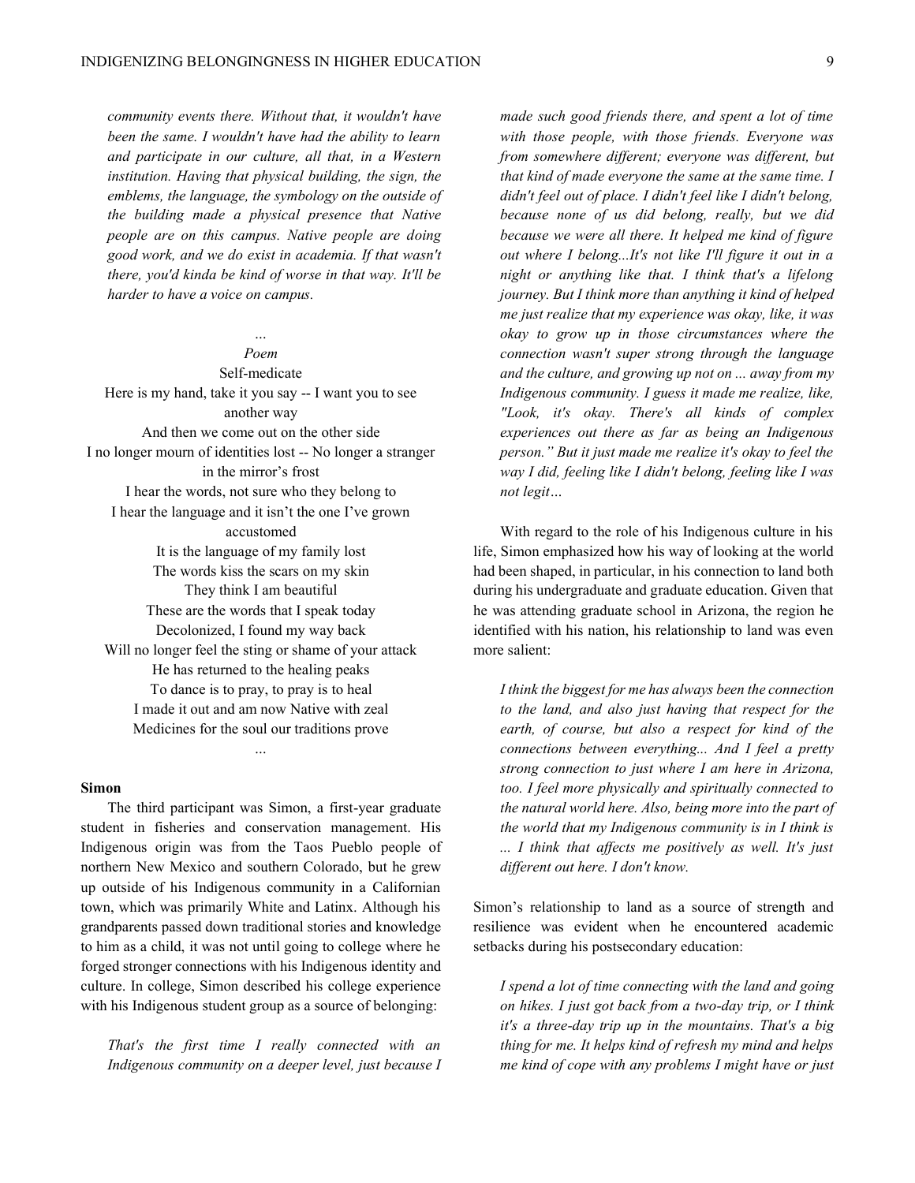*community events there. Without that, it wouldn't have been the same. I wouldn't have had the ability to learn and participate in our culture, all that, in a Western institution. Having that physical building, the sign, the emblems, the language, the symbology on the outside of the building made a physical presence that Native people are on this campus. Native people are doing good work, and we do exist in academia. If that wasn't there, you'd kinda be kind of worse in that way. It'll be harder to have a voice on campus.*

*…*

*Poem*

Self-medicate

Here is my hand, take it you say -- I want you to see another way

And then we come out on the other side

I no longer mourn of identities lost -- No longer a stranger in the mirror's frost

I hear the words, not sure who they belong to

I hear the language and it isn't the one I've grown accustomed

It is the language of my family lost

The words kiss the scars on my skin

They think I am beautiful

These are the words that I speak today

Decolonized, I found my way back

Will no longer feel the sting or shame of your attack

He has returned to the healing peaks

To dance is to pray, to pray is to heal

I made it out and am now Native with zeal

Medicines for the soul our traditions prove

*…*

**Simon**

The third participant was Simon, a first-year graduate student in fisheries and conservation management. His Indigenous origin was from the Taos Pueblo people of northern New Mexico and southern Colorado, but he grew up outside of his Indigenous community in a Californian town, which was primarily White and Latinx. Although his grandparents passed down traditional stories and knowledge to him as a child, it was not until going to college where he forged stronger connections with his Indigenous identity and culture. In college, Simon described his college experience with his Indigenous student group as a source of belonging:

> *That's the first time I really connected with an Indigenous community on a deeper level, just because I made such good friends there, and spent a lot of time with those people, with those friends. Everyone was from somewhere different; everyone was different, but that kind of made everyone the same at the same time. I didn't feel out of place. I didn't feel like I didn't belong, because none of us did belong, really, but we did because we were all there. It helped me kind of figure out where I belong...It's not like I'll figure it out in a night or anything like that. I think that's a lifelong journey. But I think more than anything it kind of helped me just realize that my experience was okay, like, it was okay to grow up in those circumstances where the connection wasn't super strong through the language and the culture, and growing up not on ... away from my Indigenous community. I guess it made me realize, like, "Look, it's okay. There's all kinds of complex experiences out there as far as being an Indigenous person." But it just made me realize it's okay to feel the way I did, feeling like I didn't belong, feeling like I was not legit…*

With regard to the role of his Indigenous culture in his life, Simon emphasized how his way of looking at the world had been shaped, in particular, in his connection to land both during his undergraduate and graduate education. Given that he was attending graduate school in Arizona, the region he identified with his nation, his relationship to land was even more salient:

> *I think the biggest for me has always been the connection to the land, and also just having that respect for the earth, of course, but also a respect for kind of the connections between everything... And I feel a pretty strong connection to just where I am here in Arizona, too. I feel more physically and spiritually connected to the natural world here. Also, being more into the part of the world that my Indigenous community is in I think is ... I think that affects me positively as well. It's just different out here. I don't know.*

Simon's relationship to land as a source of strength and resilience was evident when he encountered academic setbacks during his postsecondary education:

> *I spend a lot of time connecting with the land and going on hikes. I just got back from a two-day trip, or I think it's a three-day trip up in the mountains. That's a big thing for me. It helps kind of refresh my mind and helps me kind of cope with any problems I might have or just*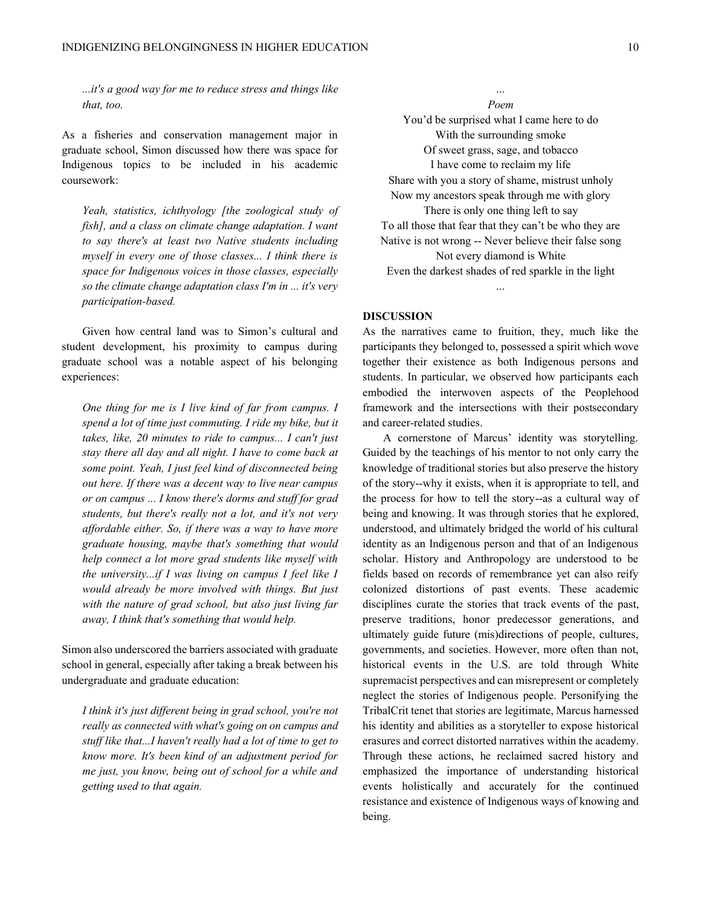*...it's a good way for me to reduce stress and things like that, too.*

As a fisheries and conservation management major in graduate school, Simon discussed how there was space for Indigenous topics to be included in his academic coursework:

> *Yeah, statistics, ichthyology [the zoological study of fish], and a class on climate change adaptation. I want to say there's at least two Native students including myself in every one of those classes... I think there is space for Indigenous voices in those classes, especially so the climate change adaptation class I'm in ... it's very participation-based.*

Given how central land was to Simon's cultural and student development, his proximity to campus during graduate school was a notable aspect of his belonging experiences:

> *One thing for me is I live kind of far from campus. I spend a lot of time just commuting. I ride my bike, but it takes, like, 20 minutes to ride to campus... I can't just stay there all day and all night. I have to come back at some point. Yeah, I just feel kind of disconnected being out here. If there was a decent way to live near campus or on campus ... I know there's dorms and stuff for grad students, but there's really not a lot, and it's not very affordable either. So, if there was a way to have more graduate housing, maybe that's something that would help connect a lot more grad students like myself with the university...if I was living on campus I feel like I would already be more involved with things. But just with the nature of grad school, but also just living far away, I think that's something that would help.*

Simon also underscored the barriers associated with graduate school in general, especially after taking a break between his undergraduate and graduate education:

> *I think it's just different being in grad school, you're not really as connected with what's going on on campus and stuff like that...I haven't really had a lot of time to get to know more. It's been kind of an adjustment period for me just, you know, being out of school for a while and getting used to that again.*

...

*Poem*

You'd be surprised what I came here to do
With the surrounding smoke
Of sweet grass, sage, and tobacco
I have come to reclaim my life
Share with you a story of shame, mistrust unholy
Now my ancestors speak through me with glory
There is only one thing left to say
To all those that fear that they can't be who they are
Native is not wrong -- Never believe their false song
Not every diamond is White
Even the darkest shades of red sparkle in the light

...

## DISCUSSION

As the narratives came to fruition, they, much like the participants they belonged to, possessed a spirit which wove together their existence as both Indigenous persons and students. In particular, we observed how participants each embodied the interwoven aspects of the Peoplehood framework and the intersections with their postsecondary and career-related studies.

A cornerstone of Marcus' identity was storytelling. Guided by the teachings of his mentor to not only carry the knowledge of traditional stories but also preserve the history of the story--why it exists, when it is appropriate to tell, and the process for how to tell the story--as a cultural way of being and knowing. It was through stories that he explored, understood, and ultimately bridged the world of his cultural identity as an Indigenous person and that of an Indigenous scholar. History and Anthropology are understood to be fields based on records of remembrance yet can also reify colonized distortions of past events. These academic disciplines curate the stories that track events of the past, preserve traditions, honor predecessor generations, and ultimately guide future (mis)directions of people, cultures, governments, and societies. However, more often than not, historical events in the U.S. are told through White supremacist perspectives and can misrepresent or completely neglect the stories of Indigenous people. Personifying the TribalCrit tenet that stories are legitimate, Marcus harnessed his identity and abilities as a storyteller to expose historical erasures and correct distorted narratives within the academy. Through these actions, he reclaimed sacred history and emphasized the importance of understanding historical events holistically and accurately for the continued resistance and existence of Indigenous ways of knowing and being.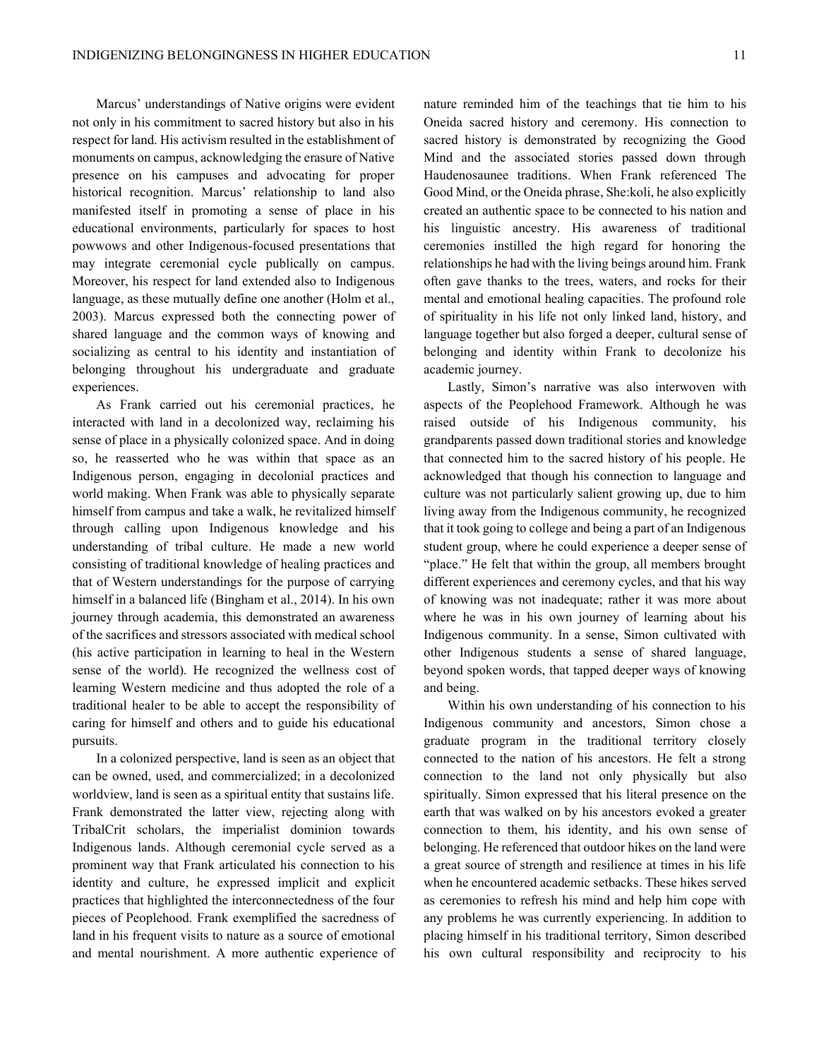Marcus' understandings of Native origins were evident not only in his commitment to sacred history but also in his respect for land. His activism resulted in the establishment of monuments on campus, acknowledging the erasure of Native presence on his campuses and advocating for proper historical recognition. Marcus' relationship to land also manifested itself in promoting a sense of place in his educational environments, particularly for spaces to host powwows and other Indigenous-focused presentations that may integrate ceremonial cycle publically on campus. Moreover, his respect for land extended also to Indigenous language, as these mutually define one another (Holm et al., 2003). Marcus expressed both the connecting power of shared language and the common ways of knowing and socializing as central to his identity and instantiation of belonging throughout his undergraduate and graduate experiences.

As Frank carried out his ceremonial practices, he interacted with land in a decolonized way, reclaiming his sense of place in a physically colonized space. And in doing so, he reasserted who he was within that space as an Indigenous person, engaging in decolonial practices and world making. When Frank was able to physically separate himself from campus and take a walk, he revitalized himself through calling upon Indigenous knowledge and his understanding of tribal culture. He made a new world consisting of traditional knowledge of healing practices and that of Western understandings for the purpose of carrying himself in a balanced life (Bingham et al., 2014). In his own journey through academia, this demonstrated an awareness of the sacrifices and stressors associated with medical school (his active participation in learning to heal in the Western sense of the world). He recognized the wellness cost of learning Western medicine and thus adopted the role of a traditional healer to be able to accept the responsibility of caring for himself and others and to guide his educational pursuits.

In a colonized perspective, land is seen as an object that can be owned, used, and commercialized; in a decolonized worldview, land is seen as a spiritual entity that sustains life. Frank demonstrated the latter view, rejecting along with TribalCrit scholars, the imperialist dominion towards Indigenous lands. Although ceremonial cycle served as a prominent way that Frank articulated his connection to his identity and culture, he expressed implicit and explicit practices that highlighted the interconnectedness of the four pieces of Peoplehood. Frank exemplified the sacredness of land in his frequent visits to nature as a source of emotional and mental nourishment. A more authentic experience of nature reminded him of the teachings that tie him to his Oneida sacred history and ceremony. His connection to sacred history is demonstrated by recognizing the Good Mind and the associated stories passed down through Haudenosaunee traditions. When Frank referenced The Good Mind, or the Oneida phrase, She:koli, he also explicitly created an authentic space to be connected to his nation and his linguistic ancestry. His awareness of traditional ceremonies instilled the high regard for honoring the relationships he had with the living beings around him. Frank often gave thanks to the trees, waters, and rocks for their mental and emotional healing capacities. The profound role of spirituality in his life not only linked land, history, and language together but also forged a deeper, cultural sense of belonging and identity within Frank to decolonize his academic journey.

Lastly, Simon's narrative was also interwoven with aspects of the Peoplehood Framework. Although he was raised outside of his Indigenous community, his grandparents passed down traditional stories and knowledge that connected him to the sacred history of his people. He acknowledged that though his connection to language and culture was not particularly salient growing up, due to him living away from the Indigenous community, he recognized that it took going to college and being a part of an Indigenous student group, where he could experience a deeper sense of "place." He felt that within the group, all members brought different experiences and ceremony cycles, and that his way of knowing was not inadequate; rather it was more about where he was in his own journey of learning about his Indigenous community. In a sense, Simon cultivated with other Indigenous students a sense of shared language, beyond spoken words, that tapped deeper ways of knowing and being.

Within his own understanding of his connection to his Indigenous community and ancestors, Simon chose a graduate program in the traditional territory closely connected to the nation of his ancestors. He felt a strong connection to the land not only physically but also spiritually. Simon expressed that his literal presence on the earth that was walked on by his ancestors evoked a greater connection to them, his identity, and his own sense of belonging. He referenced that outdoor hikes on the land were a great source of strength and resilience at times in his life when he encountered academic setbacks. These hikes served as ceremonies to refresh his mind and help him cope with any problems he was currently experiencing. In addition to placing himself in his traditional territory, Simon described his own cultural responsibility and reciprocity to his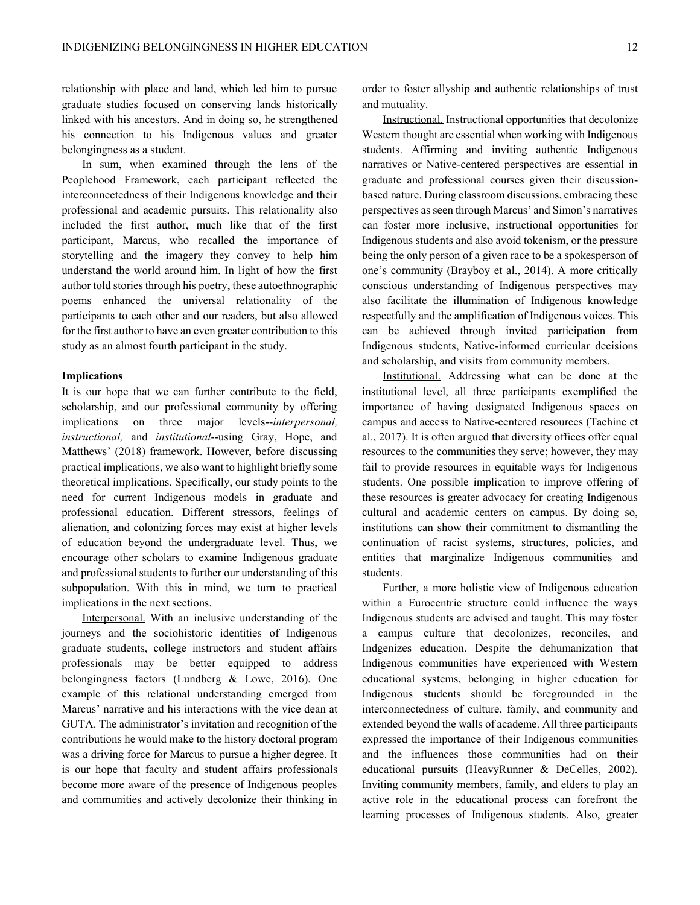relationship with place and land, which led him to pursue graduate studies focused on conserving lands historically linked with his ancestors. And in doing so, he strengthened his connection to his Indigenous values and greater belongingness as a student.

In sum, when examined through the lens of the Peoplehood Framework, each participant reflected the interconnectedness of their Indigenous knowledge and their professional and academic pursuits. This relationality also included the first author, much like that of the first participant, Marcus, who recalled the importance of storytelling and the imagery they convey to help him understand the world around him. In light of how the first author told stories through his poetry, these autoethnographic poems enhanced the universal relationality of the participants to each other and our readers, but also allowed for the first author to have an even greater contribution to this study as an almost fourth participant in the study.

**Implications**

It is our hope that we can further contribute to the field, scholarship, and our professional community by offering implications on three major levels--*interpersonal, instructional,* and *institutional*--using Gray, Hope, and Matthews' (2018) framework. However, before discussing practical implications, we also want to highlight briefly some theoretical implications. Specifically, our study points to the need for current Indigenous models in graduate and professional education. Different stressors, feelings of alienation, and colonizing forces may exist at higher levels of education beyond the undergraduate level. Thus, we encourage other scholars to examine Indigenous graduate and professional students to further our understanding of this subpopulation. With this in mind, we turn to practical implications in the next sections.

<u>Interpersonal.</u> With an inclusive understanding of the journeys and the sociohistoric identities of Indigenous graduate students, college instructors and student affairs professionals may be better equipped to address belongingness factors (Lundberg & Lowe, 2016). One example of this relational understanding emerged from Marcus' narrative and his interactions with the vice dean at GUTA. The administrator's invitation and recognition of the contributions he would make to the history doctoral program was a driving force for Marcus to pursue a higher degree. It is our hope that faculty and student affairs professionals become more aware of the presence of Indigenous peoples and communities and actively decolonize their thinking in order to foster allyship and authentic relationships of trust and mutuality.

<u>Instructional.</u> Instructional opportunities that decolonize Western thought are essential when working with Indigenous students. Affirming and inviting authentic Indigenous narratives or Native-centered perspectives are essential in graduate and professional courses given their discussion-based nature. During classroom discussions, embracing these perspectives as seen through Marcus' and Simon's narratives can foster more inclusive, instructional opportunities for Indigenous students and also avoid tokenism, or the pressure being the only person of a given race to be a spokesperson of one's community (Brayboy et al., 2014). A more critically conscious understanding of Indigenous perspectives may also facilitate the illumination of Indigenous knowledge respectfully and the amplification of Indigenous voices. This can be achieved through invited participation from Indigenous students, Native-informed curricular decisions and scholarship, and visits from community members.

<u>Institutional.</u> Addressing what can be done at the institutional level, all three participants exemplified the importance of having designated Indigenous spaces on campus and access to Native-centered resources (Tachine et al., 2017). It is often argued that diversity offices offer equal resources to the communities they serve; however, they may fail to provide resources in equitable ways for Indigenous students. One possible implication to improve offering of these resources is greater advocacy for creating Indigenous cultural and academic centers on campus. By doing so, institutions can show their commitment to dismantling the continuation of racist systems, structures, policies, and entities that marginalize Indigenous communities and students.

Further, a more holistic view of Indigenous education within a Eurocentric structure could influence the ways Indigenous students are advised and taught. This may foster a campus culture that decolonizes, reconciles, and Indgenizes education. Despite the dehumanization that Indigenous communities have experienced with Western educational systems, belonging in higher education for Indigenous students should be foregrounded in the interconnectedness of culture, family, and community and extended beyond the walls of academe. All three participants expressed the importance of their Indigenous communities and the influences those communities had on their educational pursuits (HeavyRunner & DeCelles, 2002). Inviting community members, family, and elders to play an active role in the educational process can forefront the learning processes of Indigenous students. Also, greater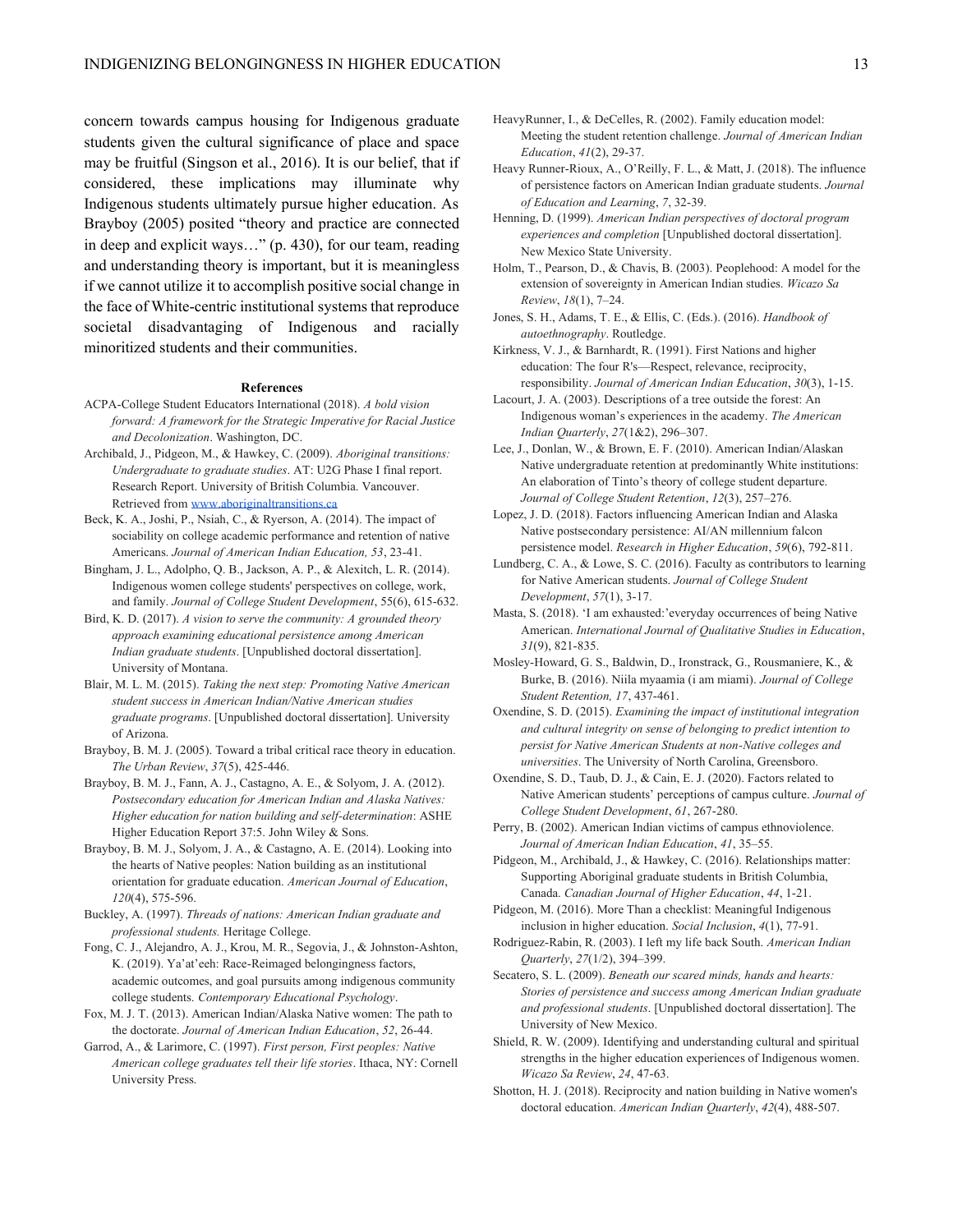concern towards campus housing for Indigenous graduate students given the cultural significance of place and space may be fruitful (Singson et al., 2016). It is our belief, that if considered, these implications may illuminate why Indigenous students ultimately pursue higher education. As Brayboy (2005) posited "theory and practice are connected in deep and explicit ways…" (p. 430), for our team, reading and understanding theory is important, but it is meaningless if we cannot utilize it to accomplish positive social change in the face of White-centric institutional systems that reproduce societal disadvantaging of Indigenous and racially minoritized students and their communities.

## References

ACPA-College Student Educators International (2018). *A bold vision forward: A framework for the Strategic Imperative for Racial Justice and Decolonization*. Washington, DC.

Archibald, J., Pidgeon, M., & Hawkey, C. (2009). *Aboriginal transitions: Undergraduate to graduate studies*. AT: U2G Phase I final report. Research Report. University of British Columbia. Vancouver. Retrieved from www.aboriginaltransitions.ca

Beck, K. A., Joshi, P., Nsiah, C., & Ryerson, A. (2014). The impact of sociability on college academic performance and retention of native Americans. *Journal of American Indian Education, 53*, 23-41.

Bingham, J. L., Adolpho, Q. B., Jackson, A. P., & Alexitch, L. R. (2014). Indigenous women college students' perspectives on college, work, and family. *Journal of College Student Development*, 55(6), 615-632.

Bird, K. D. (2017). *A vision to serve the community: A grounded theory approach examining educational persistence among American Indian graduate students*. [Unpublished doctoral dissertation]. University of Montana.

Blair, M. L. M. (2015). *Taking the next step: Promoting Native American student success in American Indian/Native American studies graduate programs*. [Unpublished doctoral dissertation]. University of Arizona.

Brayboy, B. M. J. (2005). Toward a tribal critical race theory in education. *The Urban Review*, *37*(5), 425-446.

Brayboy, B. M. J., Fann, A. J., Castagno, A. E., & Solyom, J. A. (2012). *Postsecondary education for American Indian and Alaska Natives: Higher education for nation building and self-determination*: ASHE Higher Education Report 37:5. John Wiley & Sons.

Brayboy, B. M. J., Solyom, J. A., & Castagno, A. E. (2014). Looking into the hearts of Native peoples: Nation building as an institutional orientation for graduate education. *American Journal of Education*, *120*(4), 575-596.

Buckley, A. (1997). *Threads of nations: American Indian graduate and professional students.* Heritage College.

Fong, C. J., Alejandro, A. J., Krou, M. R., Segovia, J., & Johnston-Ashton, K. (2019). Ya'at'eeh: Race-Reimaged belongingness factors, academic outcomes, and goal pursuits among indigenous community college students. *Contemporary Educational Psychology*.

Fox, M. J. T. (2013). American Indian/Alaska Native women: The path to the doctorate. *Journal of American Indian Education*, *52*, 26-44.

Garrod, A., & Larimore, C. (1997). *First person, First peoples: Native American college graduates tell their life stories*. Ithaca, NY: Cornell University Press.

HeavyRunner, I., & DeCelles, R. (2002). Family education model: Meeting the student retention challenge. *Journal of American Indian Education*, *41*(2), 29-37.

Heavy Runner-Rioux, A., O'Reilly, F. L., & Matt, J. (2018). The influence of persistence factors on American Indian graduate students. *Journal of Education and Learning*, *7*, 32-39.

Henning, D. (1999). *American Indian perspectives of doctoral program experiences and completion* [Unpublished doctoral dissertation]. New Mexico State University.

Holm, T., Pearson, D., & Chavis, B. (2003). Peoplehood: A model for the extension of sovereignty in American Indian studies. *Wicazo Sa Review*, *18*(1), 7–24.

Jones, S. H., Adams, T. E., & Ellis, C. (Eds.). (2016). *Handbook of autoethnography*. Routledge.

Kirkness, V. J., & Barnhardt, R. (1991). First Nations and higher education: The four R's—Respect, relevance, reciprocity, responsibility. *Journal of American Indian Education*, *30*(3), 1-15.

Lacourt, J. A. (2003). Descriptions of a tree outside the forest: An Indigenous woman's experiences in the academy. *The American Indian Quarterly*, *27*(1&2), 296–307.

Lee, J., Donlan, W., & Brown, E. F. (2010). American Indian/Alaskan Native undergraduate retention at predominantly White institutions: An elaboration of Tinto's theory of college student departure. *Journal of College Student Retention*, *12*(3), 257–276.

Lopez, J. D. (2018). Factors influencing American Indian and Alaska Native postsecondary persistence: AI/AN millennium falcon persistence model. *Research in Higher Education*, *59*(6), 792-811.

Lundberg, C. A., & Lowe, S. C. (2016). Faculty as contributors to learning for Native American students. *Journal of College Student Development*, *57*(1), 3-17.

Masta, S. (2018). 'I am exhausted:'everyday occurrences of being Native American. *International Journal of Qualitative Studies in Education*, *31*(9), 821-835.

Mosley-Howard, G. S., Baldwin, D., Ironstrack, G., Rousmaniere, K., & Burke, B. (2016). Niila myaamia (i am miami). *Journal of College Student Retention, 17*, 437-461.

Oxendine, S. D. (2015). *Examining the impact of institutional integration and cultural integrity on sense of belonging to predict intention to persist for Native American Students at non-Native colleges and universities*. The University of North Carolina, Greensboro.

Oxendine, S. D., Taub, D. J., & Cain, E. J. (2020). Factors related to Native American students' perceptions of campus culture. *Journal of College Student Development*, *61*, 267-280.

Perry, B. (2002). American Indian victims of campus ethnoviolence. *Journal of American Indian Education*, *41*, 35–55.

Pidgeon, M., Archibald, J., & Hawkey, C. (2016). Relationships matter: Supporting Aboriginal graduate students in British Columbia, Canada. *Canadian Journal of Higher Education*, *44*, 1-21.

Pidgeon, M. (2016). More Than a checklist: Meaningful Indigenous inclusion in higher education. *Social Inclusion*, *4*(1), 77-91.

Rodriguez-Rabin, R. (2003). I left my life back South. *American Indian Quarterly*, *27*(1/2), 394–399.

Secatero, S. L. (2009). *Beneath our scared minds, hands and hearts: Stories of persistence and success among American Indian graduate and professional students*. [Unpublished doctoral dissertation]. The University of New Mexico.

Shield, R. W. (2009). Identifying and understanding cultural and spiritual strengths in the higher education experiences of Indigenous women. *Wicazo Sa Review*, *24*, 47-63.

Shotton, H. J. (2018). Reciprocity and nation building in Native women's doctoral education. *American Indian Quarterly*, *42*(4), 488-507.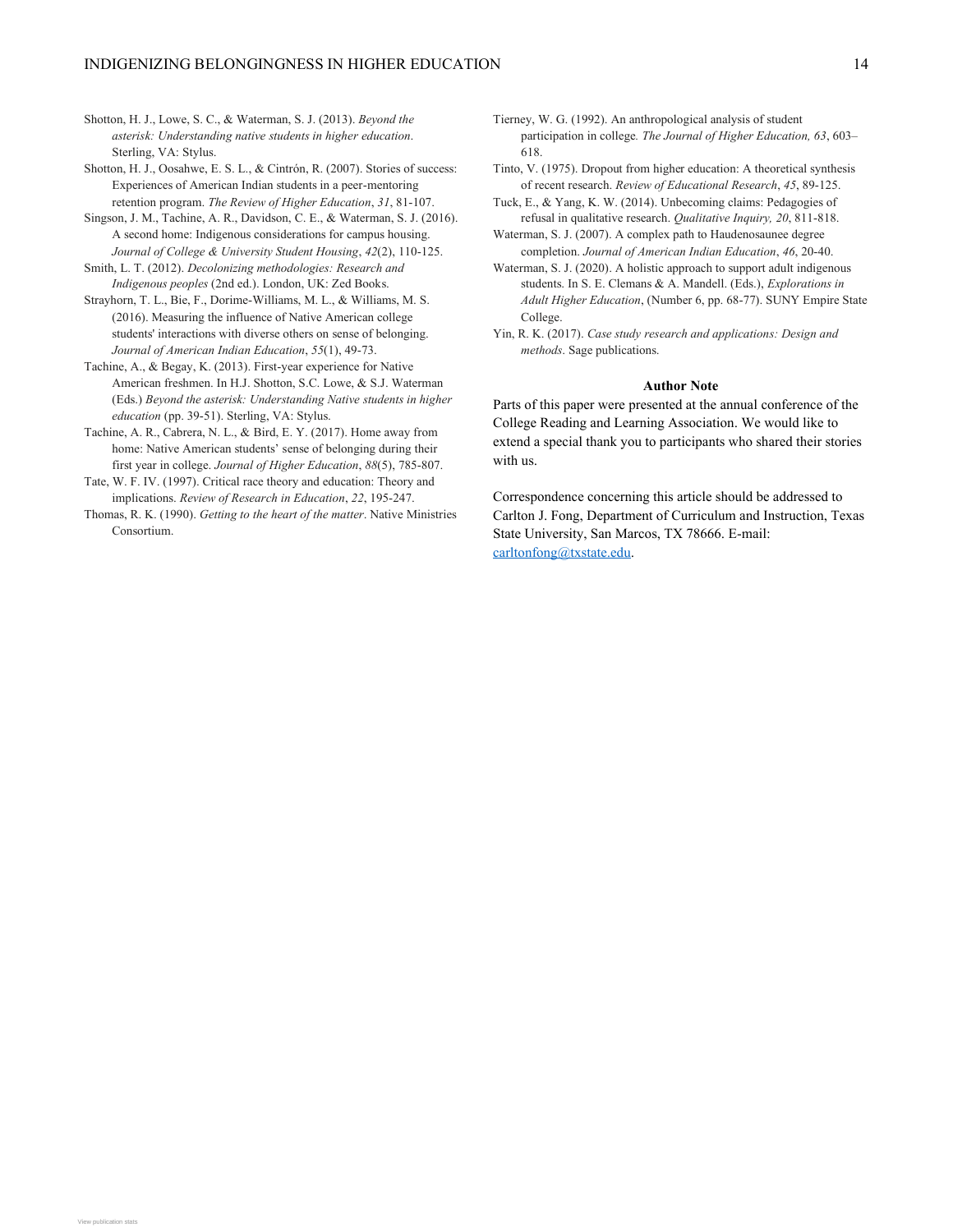Shotton, H. J., Lowe, S. C., & Waterman, S. J. (2013). *Beyond the asterisk: Understanding native students in higher education*. Sterling, VA: Stylus.

Shotton, H. J., Oosahwe, E. S. L., & Cintrón, R. (2007). Stories of success: Experiences of American Indian students in a peer-mentoring retention program. *The Review of Higher Education*, *31*, 81-107.

Singson, J. M., Tachine, A. R., Davidson, C. E., & Waterman, S. J. (2016). A second home: Indigenous considerations for campus housing. *Journal of College & University Student Housing*, *42*(2), 110-125.

Smith, L. T. (2012). *Decolonizing methodologies: Research and Indigenous peoples* (2nd ed.). London, UK: Zed Books.

Strayhorn, T. L., Bie, F., Dorime-Williams, M. L., & Williams, M. S. (2016). Measuring the influence of Native American college students' interactions with diverse others on sense of belonging. *Journal of American Indian Education*, *55*(1), 49-73.

Tachine, A., & Begay, K. (2013). First-year experience for Native American freshmen. In H.J. Shotton, S.C. Lowe, & S.J. Waterman (Eds.) *Beyond the asterisk: Understanding Native students in higher education* (pp. 39-51). Sterling, VA: Stylus.

Tachine, A. R., Cabrera, N. L., & Bird, E. Y. (2017). Home away from home: Native American students' sense of belonging during their first year in college. *Journal of Higher Education*, *88*(5), 785-807.

Tate, W. F. IV. (1997). Critical race theory and education: Theory and implications. *Review of Research in Education*, *22*, 195-247.

Thomas, R. K. (1990). *Getting to the heart of the matter*. Native Ministries Consortium.

Tierney, W. G. (1992). An anthropological analysis of student participation in college. *The Journal of Higher Education, 63*, 603–618.

Tinto, V. (1975). Dropout from higher education: A theoretical synthesis of recent research. *Review of Educational Research*, *45*, 89-125.

Tuck, E., & Yang, K. W. (2014). Unbecoming claims: Pedagogies of refusal in qualitative research. *Qualitative Inquiry, 20*, 811-818.

Waterman, S. J. (2007). A complex path to Haudenosaunee degree completion. *Journal of American Indian Education*, *46*, 20-40.

Waterman, S. J. (2020). A holistic approach to support adult indigenous students. In S. E. Clemans & A. Mandell. (Eds.), *Explorations in Adult Higher Education*, (Number 6, pp. 68-77). SUNY Empire State College.

Yin, R. K. (2017). *Case study research and applications: Design and methods*. Sage publications.

**Author Note**

Parts of this paper were presented at the annual conference of the College Reading and Learning Association. We would like to extend a special thank you to participants who shared their stories with us.

Correspondence concerning this article should be addressed to Carlton J. Fong, Department of Curriculum and Instruction, Texas State University, San Marcos, TX 78666. E-mail: carltonfong@txstate.edu.